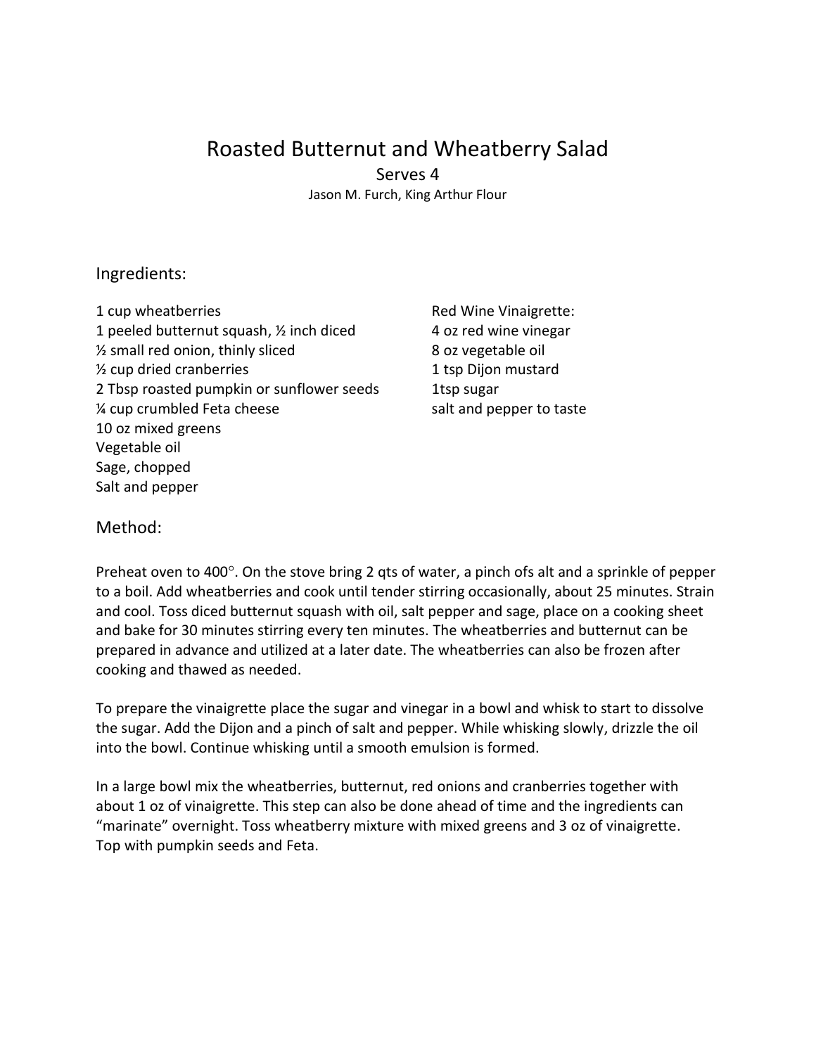# Roasted Butternut and Wheatberry Salad

Serves 4

Jason M. Furch, King Arthur Flour

## Ingredients:

1 cup wheatberries
1 peeled butternut squash, ½ inch diced
½ small red onion, thinly sliced
½ cup dried cranberries
2 Tbsp roasted pumpkin or sunflower seeds
¼ cup crumbled Feta cheese
10 oz mixed greens
Vegetable oil
Sage, chopped
Salt and pepper

Red Wine Vinaigrette:
4 oz red wine vinegar
8 oz vegetable oil
1 tsp Dijon mustard
1tsp sugar
salt and pepper to taste

## Method:

Preheat oven to 400°. On the stove bring 2 qts of water, a pinch ofs alt and a sprinkle of pepper to a boil. Add wheatberries and cook until tender stirring occasionally, about 25 minutes. Strain and cool. Toss diced butternut squash with oil, salt pepper and sage, place on a cooking sheet and bake for 30 minutes stirring every ten minutes. The wheatberries and butternut can be prepared in advance and utilized at a later date. The wheatberries can also be frozen after cooking and thawed as needed.

To prepare the vinaigrette place the sugar and vinegar in a bowl and whisk to start to dissolve the sugar. Add the Dijon and a pinch of salt and pepper. While whisking slowly, drizzle the oil into the bowl. Continue whisking until a smooth emulsion is formed.

In a large bowl mix the wheatberries, butternut, red onions and cranberries together with about 1 oz of vinaigrette. This step can also be done ahead of time and the ingredients can "marinate" overnight. Toss wheatberry mixture with mixed greens and 3 oz of vinaigrette. Top with pumpkin seeds and Feta.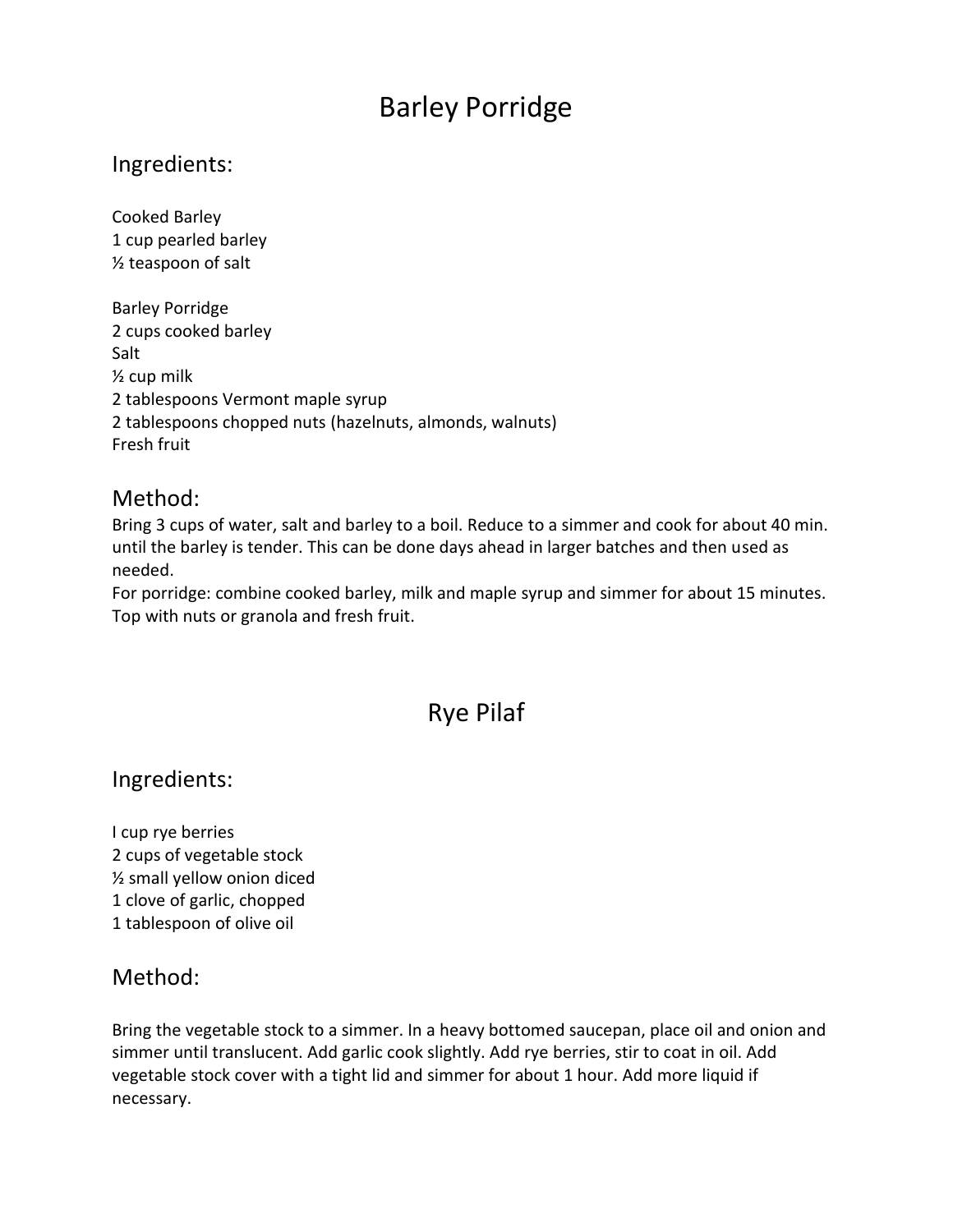# Barley Porridge

## Ingredients:

Cooked Barley
1 cup pearled barley
½ teaspoon of salt

Barley Porridge
2 cups cooked barley
Salt
½ cup milk
2 tablespoons Vermont maple syrup
2 tablespoons chopped nuts (hazelnuts, almonds, walnuts)
Fresh fruit

## Method:

Bring 3 cups of water, salt and barley to a boil. Reduce to a simmer and cook for about 40 min. until the barley is tender. This can be done days ahead in larger batches and then used as needed.
For porridge: combine cooked barley, milk and maple syrup and simmer for about 15 minutes. Top with nuts or granola and fresh fruit.

# Rye Pilaf

## Ingredients:

I cup rye berries
2 cups of vegetable stock
½ small yellow onion diced
1 clove of garlic, chopped
1 tablespoon of olive oil

## Method:

Bring the vegetable stock to a simmer. In a heavy bottomed saucepan, place oil and onion and simmer until translucent. Add garlic cook slightly. Add rye berries, stir to coat in oil. Add vegetable stock cover with a tight lid and simmer for about 1 hour. Add more liquid if necessary.